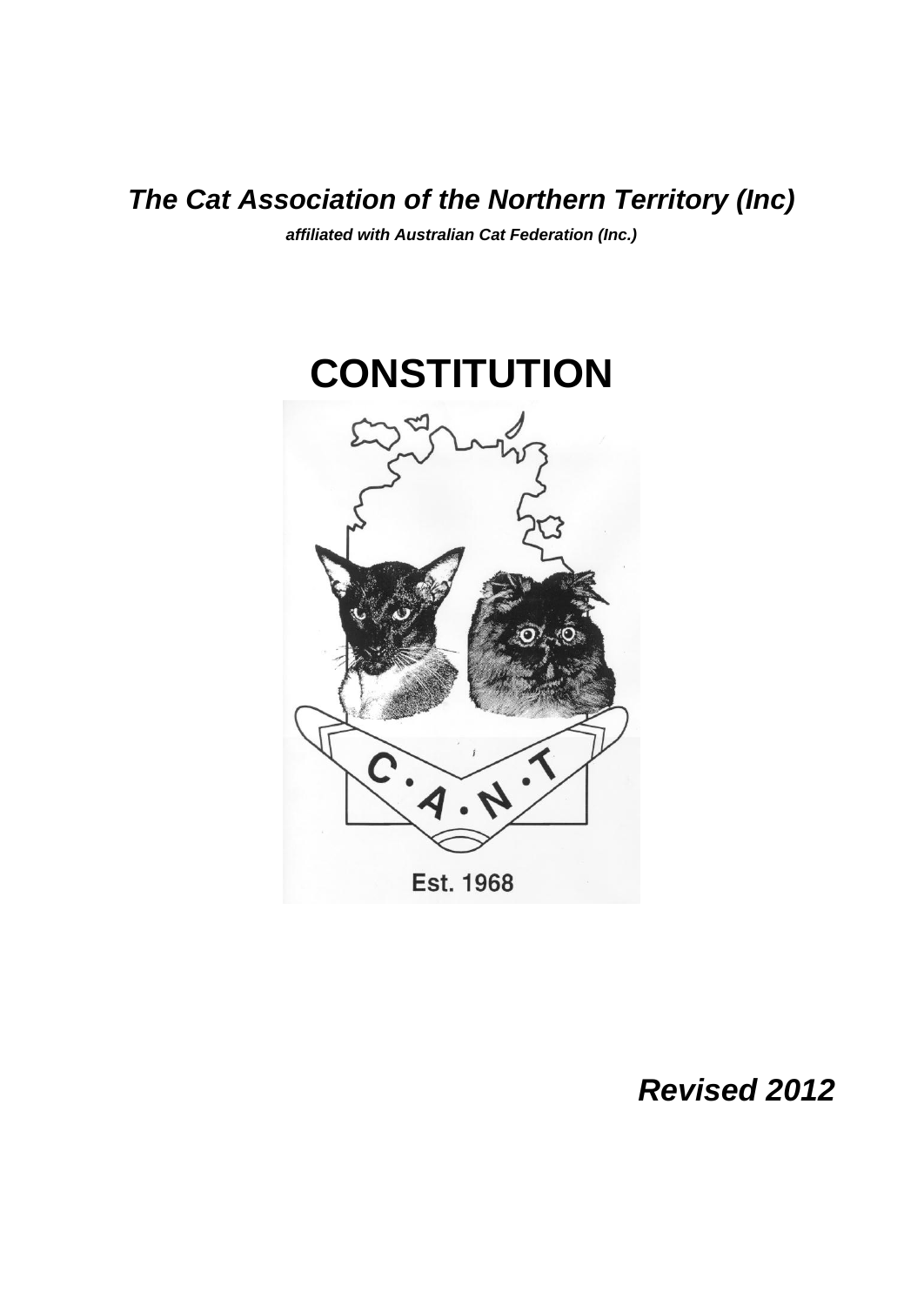# *The Cat Association of the Northern Territory (Inc)*

***affiliated with Australian Cat Federation (Inc.)***

# CONSTITUTION

C·A·N·T

Est. 1968

***Revised 2012***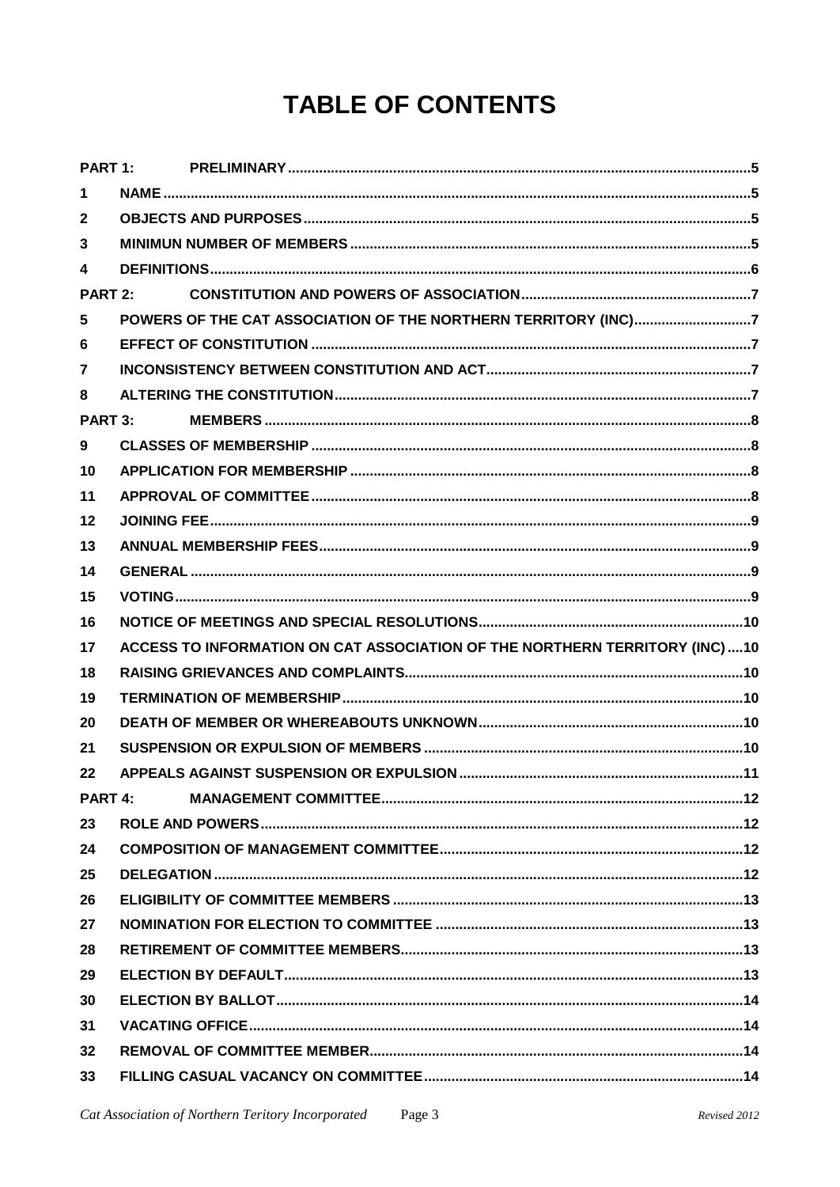# TABLE OF CONTENTS

| | | |
|---|---|---|
| **PART 1:** | **PRELIMINARY** | **5** |
| **1** | **NAME** | **5** |
| **2** | **OBJECTS AND PURPOSES** | **5** |
| **3** | **MINIMUN NUMBER OF MEMBERS** | **5** |
| **4** | **DEFINITIONS** | **6** |
| **PART 2:** | **CONSTITUTION AND POWERS OF ASSOCIATION** | **7** |
| **5** | **POWERS OF THE CAT ASSOCIATION OF THE NORTHERN TERRITORY (INC)** | **7** |
| **6** | **EFFECT OF CONSTITUTION** | **7** |
| **7** | **INCONSISTENCY BETWEEN CONSTITUTION AND ACT** | **7** |
| **8** | **ALTERING THE CONSTITUTION** | **7** |
| **PART 3:** | **MEMBERS** | **8** |
| **9** | **CLASSES OF MEMBERSHIP** | **8** |
| **10** | **APPLICATION FOR MEMBERSHIP** | **8** |
| **11** | **APPROVAL OF COMMITTEE** | **8** |
| **12** | **JOINING FEE** | **9** |
| **13** | **ANNUAL MEMBERSHIP FEES** | **9** |
| **14** | **GENERAL** | **9** |
| **15** | **VOTING** | **9** |
| **16** | **NOTICE OF MEETINGS AND SPECIAL RESOLUTIONS** | **10** |
| **17** | **ACCESS TO INFORMATION ON CAT ASSOCIATION OF THE NORTHERN TERRITORY (INC)** | **10** |
| **18** | **RAISING GRIEVANCES AND COMPLAINTS** | **10** |
| **19** | **TERMINATION OF MEMBERSHIP** | **10** |
| **20** | **DEATH OF MEMBER OR WHEREABOUTS UNKNOWN** | **10** |
| **21** | **SUSPENSION OR EXPULSION OF MEMBERS** | **10** |
| **22** | **APPEALS AGAINST SUSPENSION OR EXPULSION** | **11** |
| **PART 4:** | **MANAGEMENT COMMITTEE** | **12** |
| **23** | **ROLE AND POWERS** | **12** |
| **24** | **COMPOSITION OF MANAGEMENT COMMITTEE** | **12** |
| **25** | **DELEGATION** | **12** |
| **26** | **ELIGIBILITY OF COMMITTEE MEMBERS** | **13** |
| **27** | **NOMINATION FOR ELECTION TO COMMITTEE** | **13** |
| **28** | **RETIREMENT OF COMMITTEE MEMBERS** | **13** |
| **29** | **ELECTION BY DEFAULT** | **13** |
| **30** | **ELECTION BY BALLOT** | **14** |
| **31** | **VACATING OFFICE** | **14** |
| **32** | **REMOVAL OF COMMITTEE MEMBER** | **14** |
| **33** | **FILLING CASUAL VACANCY ON COMMITTEE** | **14** |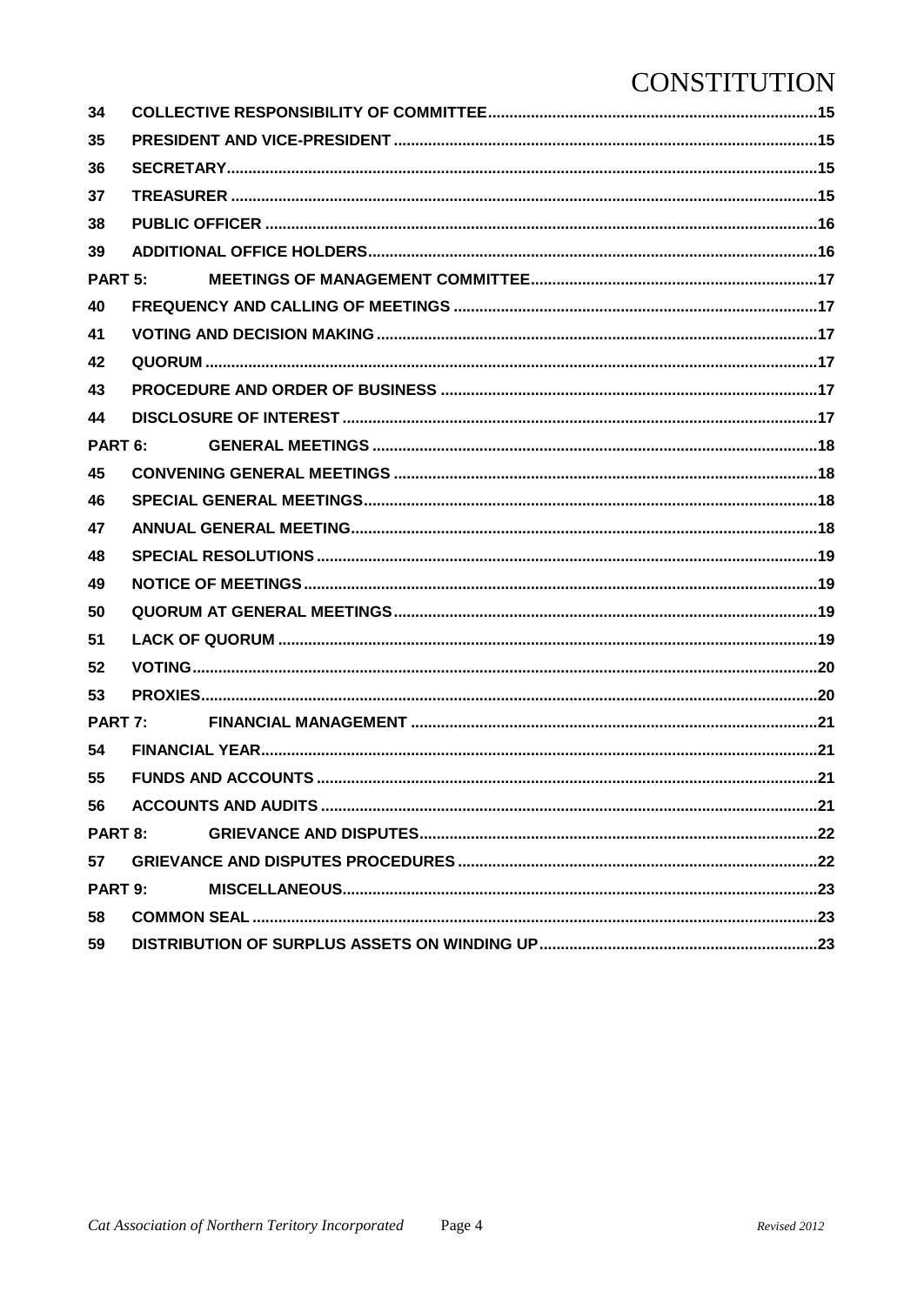| | | |
|---|---|---|
| 34 | COLLECTIVE RESPONSIBILITY OF COMMITTEE | 15 |
| 35 | PRESIDENT AND VICE-PRESIDENT | 15 |
| 36 | SECRETARY | 15 |
| 37 | TREASURER | 15 |
| 38 | PUBLIC OFFICER | 16 |
| 39 | ADDITIONAL OFFICE HOLDERS | 16 |
| PART 5: | MEETINGS OF MANAGEMENT COMMITTEE | 17 |
| 40 | FREQUENCY AND CALLING OF MEETINGS | 17 |
| 41 | VOTING AND DECISION MAKING | 17 |
| 42 | QUORUM | 17 |
| 43 | PROCEDURE AND ORDER OF BUSINESS | 17 |
| 44 | DISCLOSURE OF INTEREST | 17 |
| PART 6: | GENERAL MEETINGS | 18 |
| 45 | CONVENING GENERAL MEETINGS | 18 |
| 46 | SPECIAL GENERAL MEETINGS | 18 |
| 47 | ANNUAL GENERAL MEETING | 18 |
| 48 | SPECIAL RESOLUTIONS | 19 |
| 49 | NOTICE OF MEETINGS | 19 |
| 50 | QUORUM AT GENERAL MEETINGS | 19 |
| 51 | LACK OF QUORUM | 19 |
| 52 | VOTING | 20 |
| 53 | PROXIES | 20 |
| PART 7: | FINANCIAL MANAGEMENT | 21 |
| 54 | FINANCIAL YEAR | 21 |
| 55 | FUNDS AND ACCOUNTS | 21 |
| 56 | ACCOUNTS AND AUDITS | 21 |
| PART 8: | GRIEVANCE AND DISPUTES | 22 |
| 57 | GRIEVANCE AND DISPUTES PROCEDURES | 22 |
| PART 9: | MISCELLANEOUS | 23 |
| 58 | COMMON SEAL | 23 |
| 59 | DISTRIBUTION OF SURPLUS ASSETS ON WINDING UP | 23 |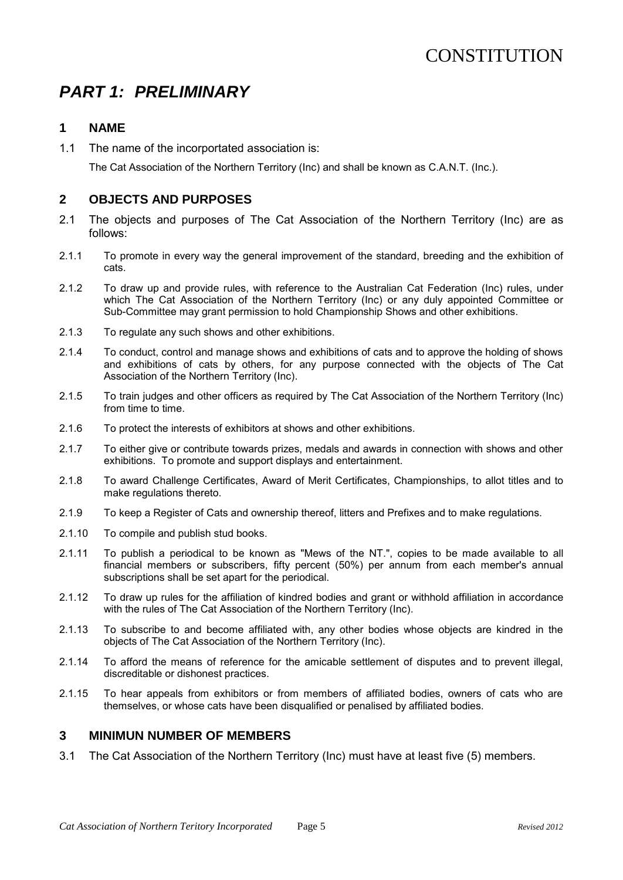# CONSTITUTION

## *PART 1: PRELIMINARY*

### 1 NAME

1.1 The name of the incorportated association is:

The Cat Association of the Northern Territory (Inc) and shall be known as C.A.N.T. (Inc.).

### 2 OBJECTS AND PURPOSES

2.1 The objects and purposes of The Cat Association of the Northern Territory (Inc) are as follows:

2.1.1 To promote in every way the general improvement of the standard, breeding and the exhibition of cats.

2.1.2 To draw up and provide rules, with reference to the Australian Cat Federation (Inc) rules, under which The Cat Association of the Northern Territory (Inc) or any duly appointed Committee or Sub-Committee may grant permission to hold Championship Shows and other exhibitions.

2.1.3 To regulate any such shows and other exhibitions.

2.1.4 To conduct, control and manage shows and exhibitions of cats and to approve the holding of shows and exhibitions of cats by others, for any purpose connected with the objects of The Cat Association of the Northern Territory (Inc).

2.1.5 To train judges and other officers as required by The Cat Association of the Northern Territory (Inc) from time to time.

2.1.6 To protect the interests of exhibitors at shows and other exhibitions.

2.1.7 To either give or contribute towards prizes, medals and awards in connection with shows and other exhibitions. To promote and support displays and entertainment.

2.1.8 To award Challenge Certificates, Award of Merit Certificates, Championships, to allot titles and to make regulations thereto.

2.1.9 To keep a Register of Cats and ownership thereof, litters and Prefixes and to make regulations.

2.1.10 To compile and publish stud books.

2.1.11 To publish a periodical to be known as "Mews of the NT.", copies to be made available to all financial members or subscribers, fifty percent (50%) per annum from each member's annual subscriptions shall be set apart for the periodical.

2.1.12 To draw up rules for the affiliation of kindred bodies and grant or withhold affiliation in accordance with the rules of The Cat Association of the Northern Territory (Inc).

2.1.13 To subscribe to and become affiliated with, any other bodies whose objects are kindred in the objects of The Cat Association of the Northern Territory (Inc).

2.1.14 To afford the means of reference for the amicable settlement of disputes and to prevent illegal, discreditable or dishonest practices.

2.1.15 To hear appeals from exhibitors or from members of affiliated bodies, owners of cats who are themselves, or whose cats have been disqualified or penalised by affiliated bodies.

### 3 MINIMUN NUMBER OF MEMBERS

3.1 The Cat Association of the Northern Territory (Inc) must have at least five (5) members.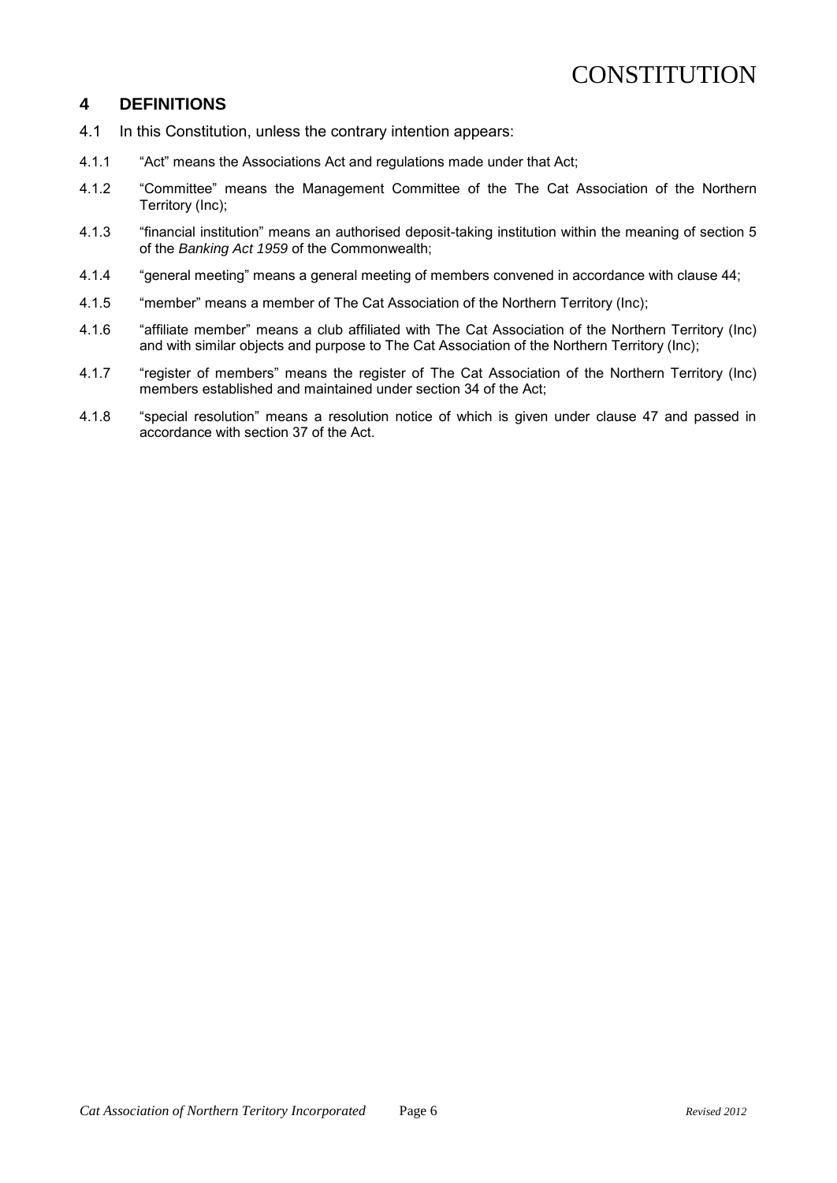## 4 DEFINITIONS

4.1 In this Constitution, unless the contrary intention appears:

4.1.1 "Act" means the Associations Act and regulations made under that Act;

4.1.2 "Committee" means the Management Committee of the The Cat Association of the Northern Territory (Inc);

4.1.3 "financial institution" means an authorised deposit-taking institution within the meaning of section 5 of the *Banking Act 1959* of the Commonwealth;

4.1.4 "general meeting" means a general meeting of members convened in accordance with clause 44;

4.1.5 "member" means a member of The Cat Association of the Northern Territory (Inc);

4.1.6 "affiliate member" means a club affiliated with The Cat Association of the Northern Territory (Inc) and with similar objects and purpose to The Cat Association of the Northern Territory (Inc);

4.1.7 "register of members" means the register of The Cat Association of the Northern Territory (Inc) members established and maintained under section 34 of the Act;

4.1.8 "special resolution" means a resolution notice of which is given under clause 47 and passed in accordance with section 37 of the Act.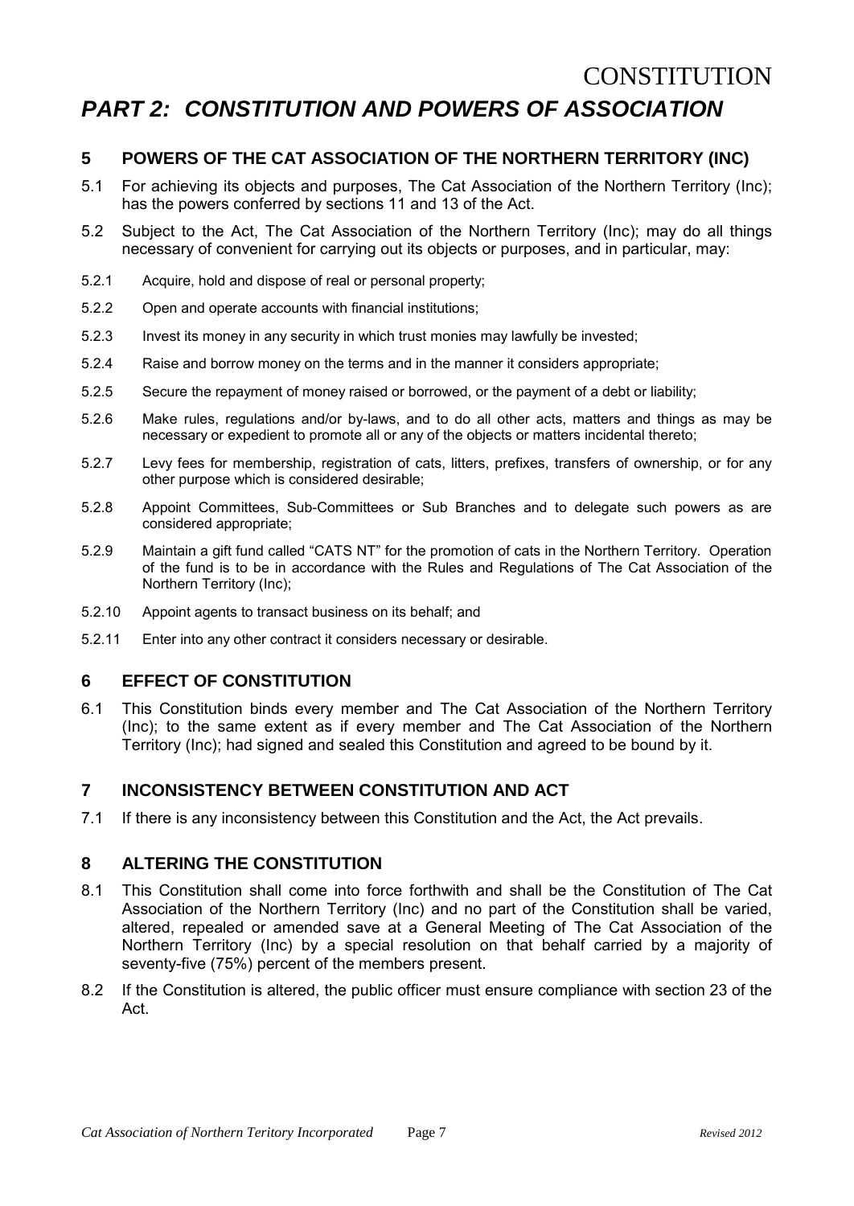# PART 2: CONSTITUTION AND POWERS OF ASSOCIATION

## 5 POWERS OF THE CAT ASSOCIATION OF THE NORTHERN TERRITORY (INC)

5.1 For achieving its objects and purposes, The Cat Association of the Northern Territory (Inc); has the powers conferred by sections 11 and 13 of the Act.

5.2 Subject to the Act, The Cat Association of the Northern Territory (Inc); may do all things necessary of convenient for carrying out its objects or purposes, and in particular, may:

5.2.1 Acquire, hold and dispose of real or personal property;

5.2.2 Open and operate accounts with financial institutions;

5.2.3 Invest its money in any security in which trust monies may lawfully be invested;

5.2.4 Raise and borrow money on the terms and in the manner it considers appropriate;

5.2.5 Secure the repayment of money raised or borrowed, or the payment of a debt or liability;

5.2.6 Make rules, regulations and/or by-laws, and to do all other acts, matters and things as may be necessary or expedient to promote all or any of the objects or matters incidental thereto;

5.2.7 Levy fees for membership, registration of cats, litters, prefixes, transfers of ownership, or for any other purpose which is considered desirable;

5.2.8 Appoint Committees, Sub-Committees or Sub Branches and to delegate such powers as are considered appropriate;

5.2.9 Maintain a gift fund called "CATS NT" for the promotion of cats in the Northern Territory. Operation of the fund is to be in accordance with the Rules and Regulations of The Cat Association of the Northern Territory (Inc);

5.2.10 Appoint agents to transact business on its behalf; and

5.2.11 Enter into any other contract it considers necessary or desirable.

## 6 EFFECT OF CONSTITUTION

6.1 This Constitution binds every member and The Cat Association of the Northern Territory (Inc); to the same extent as if every member and The Cat Association of the Northern Territory (Inc); had signed and sealed this Constitution and agreed to be bound by it.

## 7 INCONSISTENCY BETWEEN CONSTITUTION AND ACT

7.1 If there is any inconsistency between this Constitution and the Act, the Act prevails.

## 8 ALTERING THE CONSTITUTION

8.1 This Constitution shall come into force forthwith and shall be the Constitution of The Cat Association of the Northern Territory (Inc) and no part of the Constitution shall be varied, altered, repealed or amended save at a General Meeting of The Cat Association of the Northern Territory (Inc) by a special resolution on that behalf carried by a majority of seventy-five (75%) percent of the members present.

8.2 If the Constitution is altered, the public officer must ensure compliance with section 23 of the Act.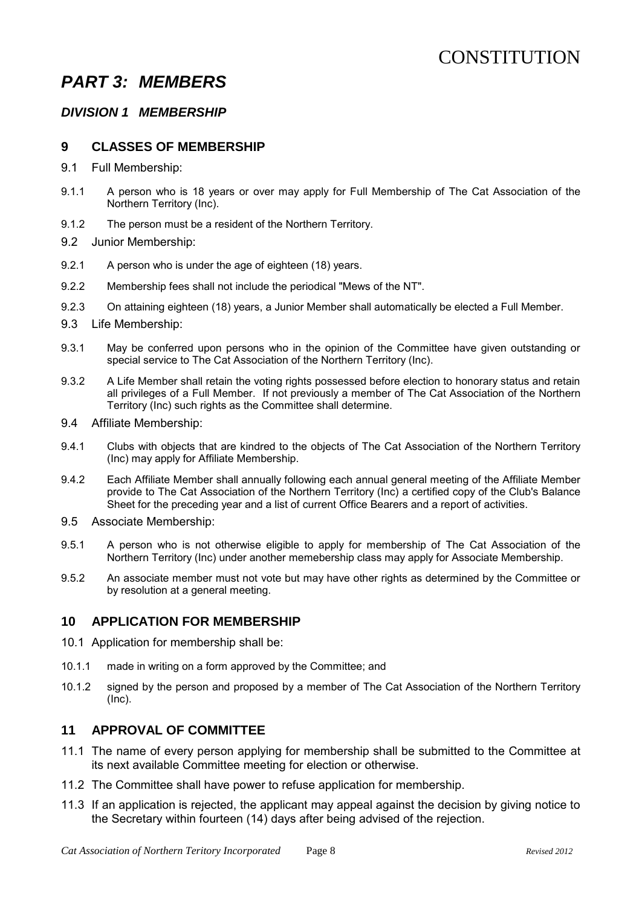# PART 3: MEMBERS

## DIVISION 1 MEMBERSHIP

### 9 CLASSES OF MEMBERSHIP

9.1 Full Membership:

9.1.1 A person who is 18 years or over may apply for Full Membership of The Cat Association of the Northern Territory (Inc).

9.1.2 The person must be a resident of the Northern Territory.

9.2 Junior Membership:

9.2.1 A person who is under the age of eighteen (18) years.

9.2.2 Membership fees shall not include the periodical "Mews of the NT".

9.2.3 On attaining eighteen (18) years, a Junior Member shall automatically be elected a Full Member.

9.3 Life Membership:

9.3.1 May be conferred upon persons who in the opinion of the Committee have given outstanding or special service to The Cat Association of the Northern Territory (Inc).

9.3.2 A Life Member shall retain the voting rights possessed before election to honorary status and retain all privileges of a Full Member. If not previously a member of The Cat Association of the Northern Territory (Inc) such rights as the Committee shall determine.

9.4 Affiliate Membership:

9.4.1 Clubs with objects that are kindred to the objects of The Cat Association of the Northern Territory (Inc) may apply for Affiliate Membership.

9.4.2 Each Affiliate Member shall annually following each annual general meeting of the Affiliate Member provide to The Cat Association of the Northern Territory (Inc) a certified copy of the Club's Balance Sheet for the preceding year and a list of current Office Bearers and a report of activities.

9.5 Associate Membership:

9.5.1 A person who is not otherwise eligible to apply for membership of The Cat Association of the Northern Territory (Inc) under another memebership class may apply for Associate Membership.

9.5.2 An associate member must not vote but may have other rights as determined by the Committee or by resolution at a general meeting.

### 10 APPLICATION FOR MEMBERSHIP

10.1 Application for membership shall be:

10.1.1 made in writing on a form approved by the Committee; and

10.1.2 signed by the person and proposed by a member of The Cat Association of the Northern Territory (Inc).

### 11 APPROVAL OF COMMITTEE

11.1 The name of every person applying for membership shall be submitted to the Committee at its next available Committee meeting for election or otherwise.

11.2 The Committee shall have power to refuse application for membership.

11.3 If an application is rejected, the applicant may appeal against the decision by giving notice to the Secretary within fourteen (14) days after being advised of the rejection.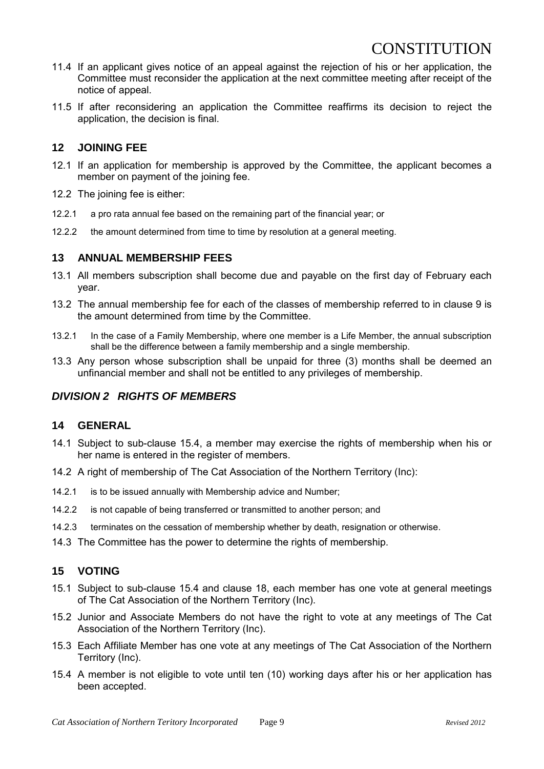11.4 If an applicant gives notice of an appeal against the rejection of his or her application, the Committee must reconsider the application at the next committee meeting after receipt of the notice of appeal.

11.5 If after reconsidering an application the Committee reaffirms its decision to reject the application, the decision is final.

## 12 JOINING FEE

12.1 If an application for membership is approved by the Committee, the applicant becomes a member on payment of the joining fee.

12.2 The joining fee is either:

12.2.1 a pro rata annual fee based on the remaining part of the financial year; or

12.2.2 the amount determined from time to time by resolution at a general meeting.

## 13 ANNUAL MEMBERSHIP FEES

13.1 All members subscription shall become due and payable on the first day of February each year.

13.2 The annual membership fee for each of the classes of membership referred to in clause 9 is the amount determined from time by the Committee.

13.2.1 In the case of a Family Membership, where one member is a Life Member, the annual subscription shall be the difference between a family membership and a single membership.

13.3 Any person whose subscription shall be unpaid for three (3) months shall be deemed an unfinancial member and shall not be entitled to any privileges of membership.

## *DIVISION 2 RIGHTS OF MEMBERS*

## 14 GENERAL

14.1 Subject to sub-clause 15.4, a member may exercise the rights of membership when his or her name is entered in the register of members.

14.2 A right of membership of The Cat Association of the Northern Territory (Inc):

14.2.1 is to be issued annually with Membership advice and Number;

14.2.2 is not capable of being transferred or transmitted to another person; and

14.2.3 terminates on the cessation of membership whether by death, resignation or otherwise.

14.3 The Committee has the power to determine the rights of membership.

## 15 VOTING

15.1 Subject to sub-clause 15.4 and clause 18, each member has one vote at general meetings of The Cat Association of the Northern Territory (Inc).

15.2 Junior and Associate Members do not have the right to vote at any meetings of The Cat Association of the Northern Territory (Inc).

15.3 Each Affiliate Member has one vote at any meetings of The Cat Association of the Northern Territory (Inc).

15.4 A member is not eligible to vote until ten (10) working days after his or her application has been accepted.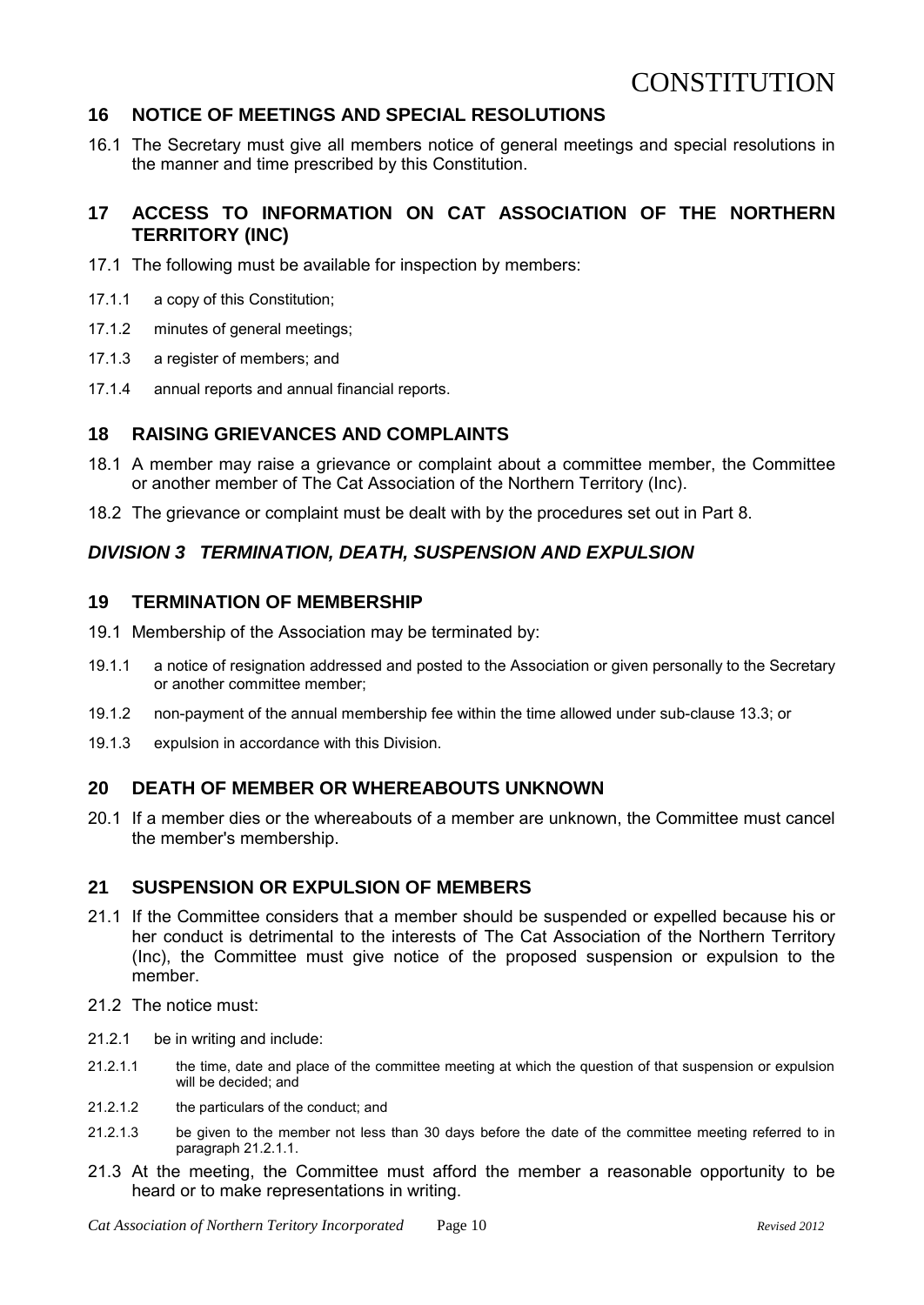## 16 NOTICE OF MEETINGS AND SPECIAL RESOLUTIONS

16.1 The Secretary must give all members notice of general meetings and special resolutions in the manner and time prescribed by this Constitution.

## 17 ACCESS TO INFORMATION ON CAT ASSOCIATION OF THE NORTHERN TERRITORY (INC)

17.1 The following must be available for inspection by members:

17.1.1 a copy of this Constitution;

17.1.2 minutes of general meetings;

17.1.3 a register of members; and

17.1.4 annual reports and annual financial reports.

## 18 RAISING GRIEVANCES AND COMPLAINTS

18.1 A member may raise a grievance or complaint about a committee member, the Committee or another member of The Cat Association of the Northern Territory (Inc).

18.2 The grievance or complaint must be dealt with by the procedures set out in Part 8.

## *DIVISION 3 TERMINATION, DEATH, SUSPENSION AND EXPULSION*

## 19 TERMINATION OF MEMBERSHIP

19.1 Membership of the Association may be terminated by:

19.1.1 a notice of resignation addressed and posted to the Association or given personally to the Secretary or another committee member;

19.1.2 non-payment of the annual membership fee within the time allowed under sub-clause 13.3; or

19.1.3 expulsion in accordance with this Division.

## 20 DEATH OF MEMBER OR WHEREABOUTS UNKNOWN

20.1 If a member dies or the whereabouts of a member are unknown, the Committee must cancel the member's membership.

## 21 SUSPENSION OR EXPULSION OF MEMBERS

21.1 If the Committee considers that a member should be suspended or expelled because his or her conduct is detrimental to the interests of The Cat Association of the Northern Territory (Inc), the Committee must give notice of the proposed suspension or expulsion to the member.

21.2 The notice must:

21.2.1 be in writing and include:

21.2.1.1 the time, date and place of the committee meeting at which the question of that suspension or expulsion will be decided; and

21.2.1.2 the particulars of the conduct; and

21.2.1.3 be given to the member not less than 30 days before the date of the committee meeting referred to in paragraph 21.2.1.1.

21.3 At the meeting, the Committee must afford the member a reasonable opportunity to be heard or to make representations in writing.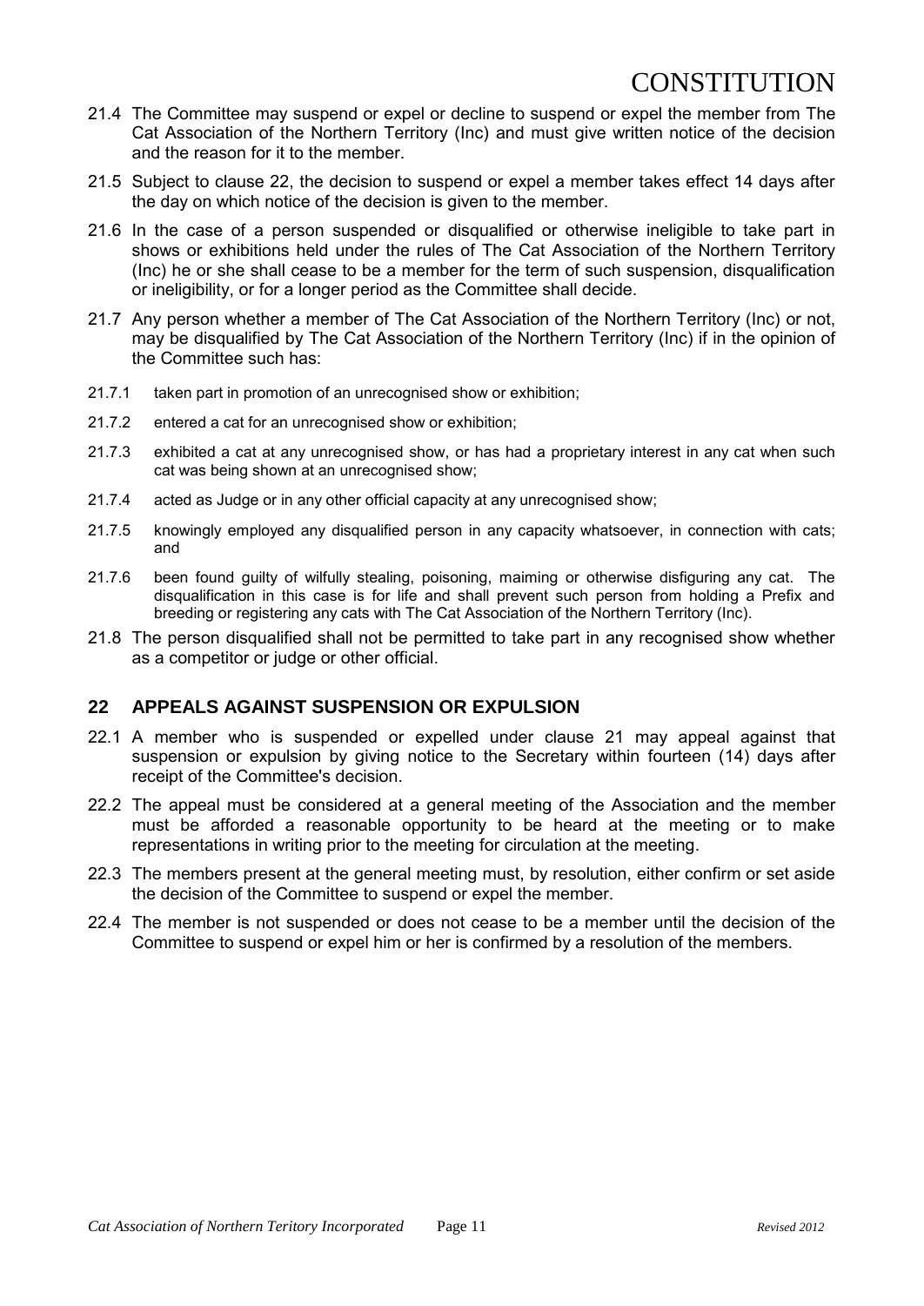21.4 The Committee may suspend or expel or decline to suspend or expel the member from The Cat Association of the Northern Territory (Inc) and must give written notice of the decision and the reason for it to the member.

21.5 Subject to clause 22, the decision to suspend or expel a member takes effect 14 days after the day on which notice of the decision is given to the member.

21.6 In the case of a person suspended or disqualified or otherwise ineligible to take part in shows or exhibitions held under the rules of The Cat Association of the Northern Territory (Inc) he or she shall cease to be a member for the term of such suspension, disqualification or ineligibility, or for a longer period as the Committee shall decide.

21.7 Any person whether a member of The Cat Association of the Northern Territory (Inc) or not, may be disqualified by The Cat Association of the Northern Territory (Inc) if in the opinion of the Committee such has:

21.7.1 taken part in promotion of an unrecognised show or exhibition;

21.7.2 entered a cat for an unrecognised show or exhibition;

21.7.3 exhibited a cat at any unrecognised show, or has had a proprietary interest in any cat when such cat was being shown at an unrecognised show;

21.7.4 acted as Judge or in any other official capacity at any unrecognised show;

21.7.5 knowingly employed any disqualified person in any capacity whatsoever, in connection with cats; and

21.7.6 been found guilty of wilfully stealing, poisoning, maiming or otherwise disfiguring any cat. The disqualification in this case is for life and shall prevent such person from holding a Prefix and breeding or registering any cats with The Cat Association of the Northern Territory (Inc).

21.8 The person disqualified shall not be permitted to take part in any recognised show whether as a competitor or judge or other official.

## 22 APPEALS AGAINST SUSPENSION OR EXPULSION

22.1 A member who is suspended or expelled under clause 21 may appeal against that suspension or expulsion by giving notice to the Secretary within fourteen (14) days after receipt of the Committee's decision.

22.2 The appeal must be considered at a general meeting of the Association and the member must be afforded a reasonable opportunity to be heard at the meeting or to make representations in writing prior to the meeting for circulation at the meeting.

22.3 The members present at the general meeting must, by resolution, either confirm or set aside the decision of the Committee to suspend or expel the member.

22.4 The member is not suspended or does not cease to be a member until the decision of the Committee to suspend or expel him or her is confirmed by a resolution of the members.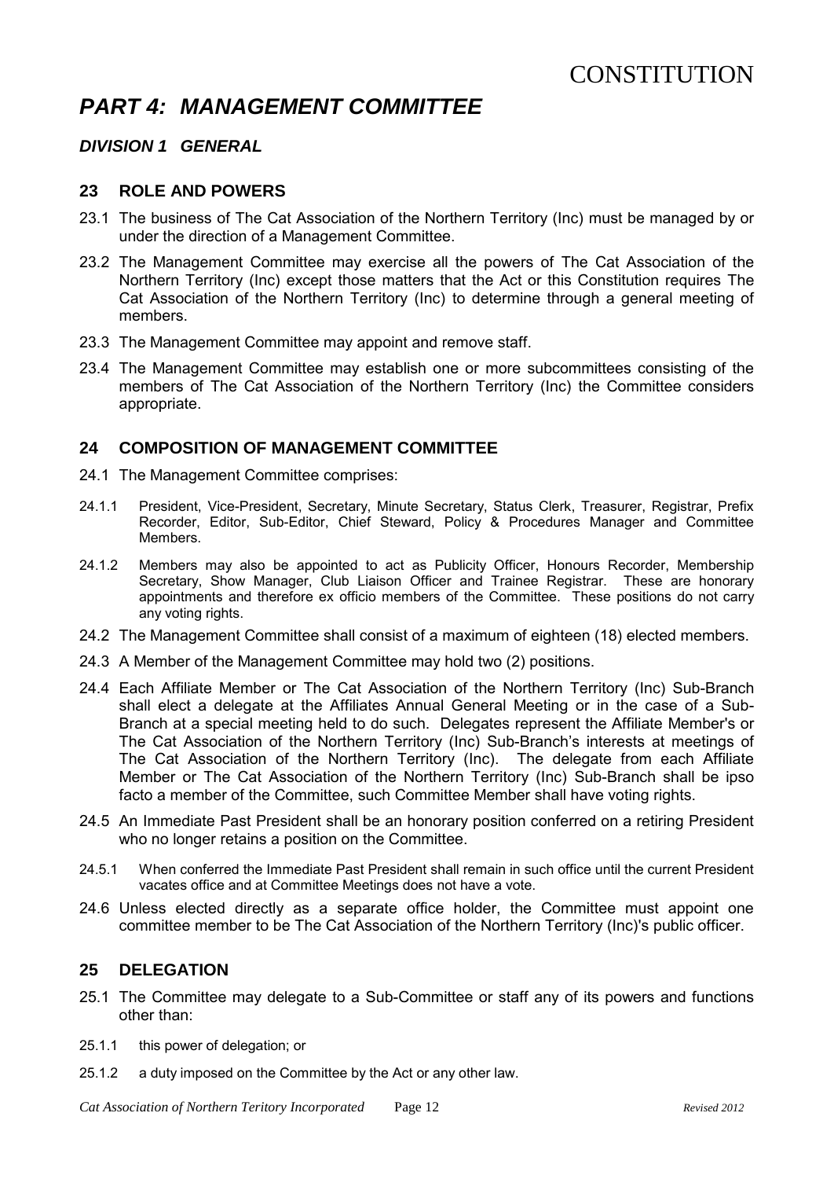# PART 4: MANAGEMENT COMMITTEE

## DIVISION 1 GENERAL

### 23 ROLE AND POWERS

23.1 The business of The Cat Association of the Northern Territory (Inc) must be managed by or under the direction of a Management Committee.

23.2 The Management Committee may exercise all the powers of The Cat Association of the Northern Territory (Inc) except those matters that the Act or this Constitution requires The Cat Association of the Northern Territory (Inc) to determine through a general meeting of members.

23.3 The Management Committee may appoint and remove staff.

23.4 The Management Committee may establish one or more subcommittees consisting of the members of The Cat Association of the Northern Territory (Inc) the Committee considers appropriate.

### 24 COMPOSITION OF MANAGEMENT COMMITTEE

24.1 The Management Committee comprises:

24.1.1 President, Vice-President, Secretary, Minute Secretary, Status Clerk, Treasurer, Registrar, Prefix Recorder, Editor, Sub-Editor, Chief Steward, Policy & Procedures Manager and Committee Members.

24.1.2 Members may also be appointed to act as Publicity Officer, Honours Recorder, Membership Secretary, Show Manager, Club Liaison Officer and Trainee Registrar. These are honorary appointments and therefore ex officio members of the Committee. These positions do not carry any voting rights.

24.2 The Management Committee shall consist of a maximum of eighteen (18) elected members.

24.3 A Member of the Management Committee may hold two (2) positions.

24.4 Each Affiliate Member or The Cat Association of the Northern Territory (Inc) Sub-Branch shall elect a delegate at the Affiliates Annual General Meeting or in the case of a Sub-Branch at a special meeting held to do such. Delegates represent the Affiliate Member's or The Cat Association of the Northern Territory (Inc) Sub-Branch's interests at meetings of The Cat Association of the Northern Territory (Inc). The delegate from each Affiliate Member or The Cat Association of the Northern Territory (Inc) Sub-Branch shall be ipso facto a member of the Committee, such Committee Member shall have voting rights.

24.5 An Immediate Past President shall be an honorary position conferred on a retiring President who no longer retains a position on the Committee.

24.5.1 When conferred the Immediate Past President shall remain in such office until the current President vacates office and at Committee Meetings does not have a vote.

24.6 Unless elected directly as a separate office holder, the Committee must appoint one committee member to be The Cat Association of the Northern Territory (Inc)'s public officer.

### 25 DELEGATION

25.1 The Committee may delegate to a Sub-Committee or staff any of its powers and functions other than:

25.1.1 this power of delegation; or

25.1.2 a duty imposed on the Committee by the Act or any other law.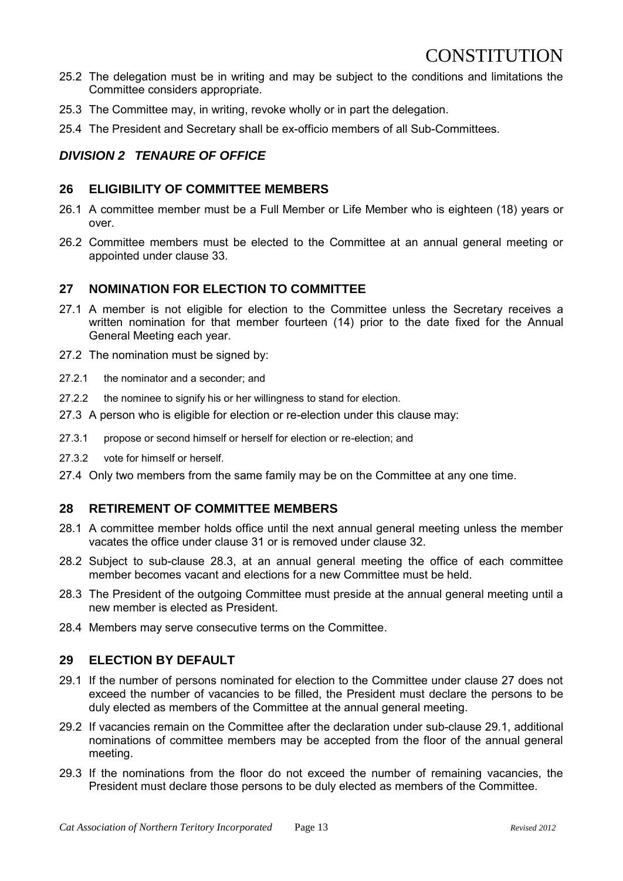25.2 The delegation must be in writing and may be subject to the conditions and limitations the Committee considers appropriate.

25.3 The Committee may, in writing, revoke wholly or in part the delegation.

25.4 The President and Secretary shall be ex-officio members of all Sub-Committees.

## *DIVISION 2 TENAURE OF OFFICE*

### 26 ELIGIBILITY OF COMMITTEE MEMBERS

26.1 A committee member must be a Full Member or Life Member who is eighteen (18) years or over.

26.2 Committee members must be elected to the Committee at an annual general meeting or appointed under clause 33.

### 27 NOMINATION FOR ELECTION TO COMMITTEE

27.1 A member is not eligible for election to the Committee unless the Secretary receives a written nomination for that member fourteen (14) prior to the date fixed for the Annual General Meeting each year.

27.2 The nomination must be signed by:

27.2.1 the nominator and a seconder; and

27.2.2 the nominee to signify his or her willingness to stand for election.

27.3 A person who is eligible for election or re-election under this clause may:

27.3.1 propose or second himself or herself for election or re-election; and

27.3.2 vote for himself or herself.

27.4 Only two members from the same family may be on the Committee at any one time.

### 28 RETIREMENT OF COMMITTEE MEMBERS

28.1 A committee member holds office until the next annual general meeting unless the member vacates the office under clause 31 or is removed under clause 32.

28.2 Subject to sub-clause 28.3, at an annual general meeting the office of each committee member becomes vacant and elections for a new Committee must be held.

28.3 The President of the outgoing Committee must preside at the annual general meeting until a new member is elected as President.

28.4 Members may serve consecutive terms on the Committee.

### 29 ELECTION BY DEFAULT

29.1 If the number of persons nominated for election to the Committee under clause 27 does not exceed the number of vacancies to be filled, the President must declare the persons to be duly elected as members of the Committee at the annual general meeting.

29.2 If vacancies remain on the Committee after the declaration under sub-clause 29.1, additional nominations of committee members may be accepted from the floor of the annual general meeting.

29.3 If the nominations from the floor do not exceed the number of remaining vacancies, the President must declare those persons to be duly elected as members of the Committee.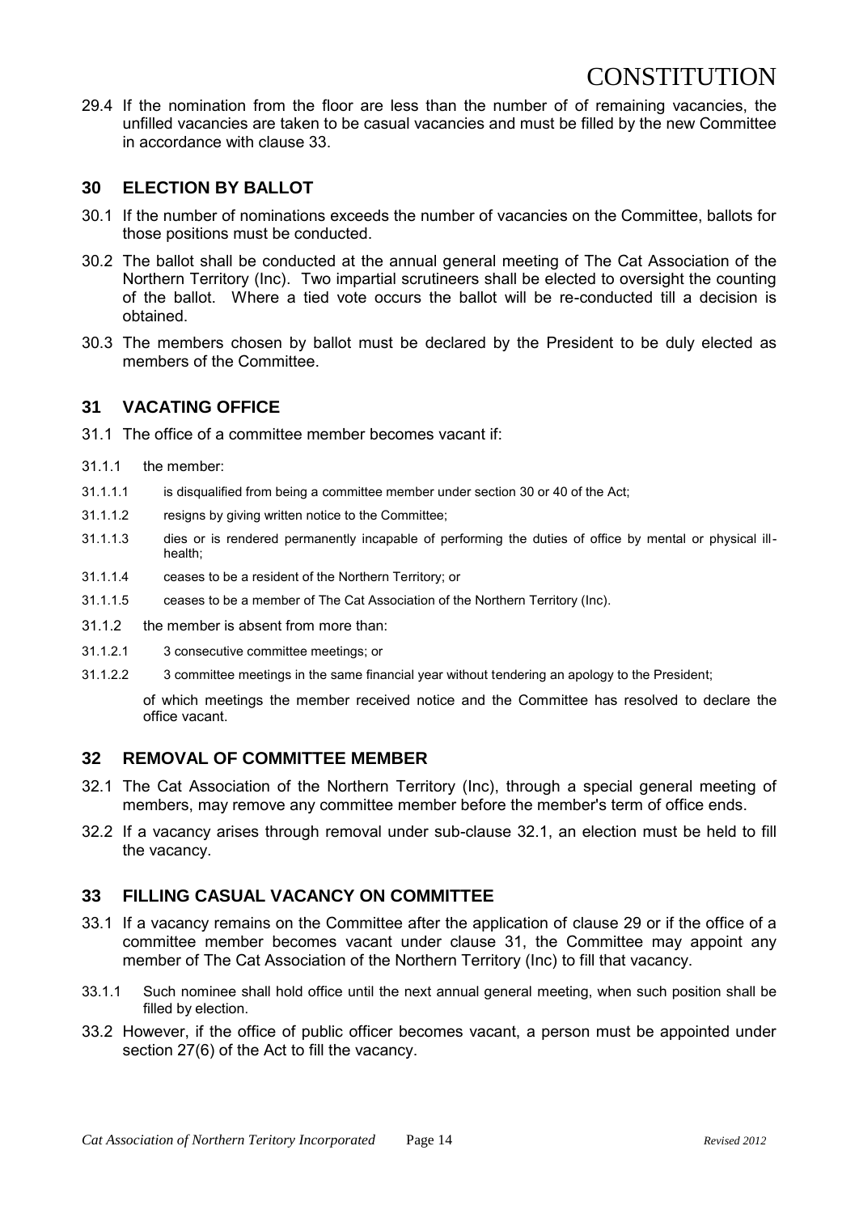29.4 If the nomination from the floor are less than the number of of remaining vacancies, the unfilled vacancies are taken to be casual vacancies and must be filled by the new Committee in accordance with clause 33.

## 30 ELECTION BY BALLOT

30.1 If the number of nominations exceeds the number of vacancies on the Committee, ballots for those positions must be conducted.

30.2 The ballot shall be conducted at the annual general meeting of The Cat Association of the Northern Territory (Inc). Two impartial scrutineers shall be elected to oversight the counting of the ballot. Where a tied vote occurs the ballot will be re-conducted till a decision is obtained.

30.3 The members chosen by ballot must be declared by the President to be duly elected as members of the Committee.

## 31 VACATING OFFICE

31.1 The office of a committee member becomes vacant if:

31.1.1 the member:

31.1.1.1 is disqualified from being a committee member under section 30 or 40 of the Act;

31.1.1.2 resigns by giving written notice to the Committee;

31.1.1.3 dies or is rendered permanently incapable of performing the duties of office by mental or physical ill-health;

31.1.1.4 ceases to be a resident of the Northern Territory; or

31.1.1.5 ceases to be a member of The Cat Association of the Northern Territory (Inc).

31.1.2 the member is absent from more than:

31.1.2.1 3 consecutive committee meetings; or

31.1.2.2 3 committee meetings in the same financial year without tendering an apology to the President;

of which meetings the member received notice and the Committee has resolved to declare the office vacant.

## 32 REMOVAL OF COMMITTEE MEMBER

32.1 The Cat Association of the Northern Territory (Inc), through a special general meeting of members, may remove any committee member before the member's term of office ends.

32.2 If a vacancy arises through removal under sub-clause 32.1, an election must be held to fill the vacancy.

## 33 FILLING CASUAL VACANCY ON COMMITTEE

33.1 If a vacancy remains on the Committee after the application of clause 29 or if the office of a committee member becomes vacant under clause 31, the Committee may appoint any member of The Cat Association of the Northern Territory (Inc) to fill that vacancy.

33.1.1 Such nominee shall hold office until the next annual general meeting, when such position shall be filled by election.

33.2 However, if the office of public officer becomes vacant, a person must be appointed under section 27(6) of the Act to fill the vacancy.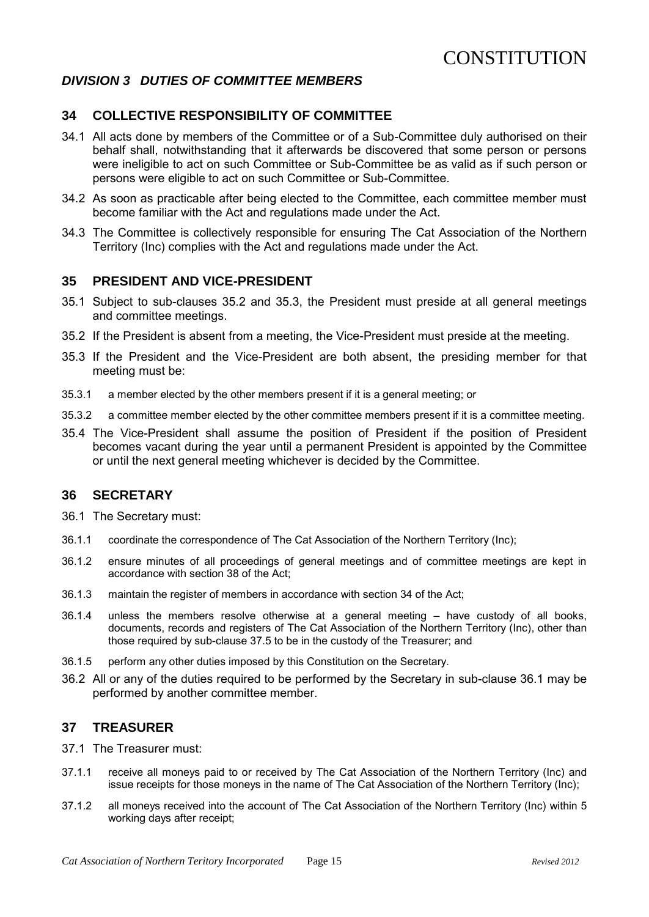## *DIVISION 3 DUTIES OF COMMITTEE MEMBERS*

### 34 COLLECTIVE RESPONSIBILITY OF COMMITTEE

34.1 All acts done by members of the Committee or of a Sub-Committee duly authorised on their behalf shall, notwithstanding that it afterwards be discovered that some person or persons were ineligible to act on such Committee or Sub-Committee be as valid as if such person or persons were eligible to act on such Committee or Sub-Committee.

34.2 As soon as practicable after being elected to the Committee, each committee member must become familiar with the Act and regulations made under the Act.

34.3 The Committee is collectively responsible for ensuring The Cat Association of the Northern Territory (Inc) complies with the Act and regulations made under the Act.

### 35 PRESIDENT AND VICE-PRESIDENT

35.1 Subject to sub-clauses 35.2 and 35.3, the President must preside at all general meetings and committee meetings.

35.2 If the President is absent from a meeting, the Vice-President must preside at the meeting.

35.3 If the President and the Vice-President are both absent, the presiding member for that meeting must be:

35.3.1 a member elected by the other members present if it is a general meeting; or

35.3.2 a committee member elected by the other committee members present if it is a committee meeting.

35.4 The Vice-President shall assume the position of President if the position of President becomes vacant during the year until a permanent President is appointed by the Committee or until the next general meeting whichever is decided by the Committee.

### 36 SECRETARY

36.1 The Secretary must:

36.1.1 coordinate the correspondence of The Cat Association of the Northern Territory (Inc);

36.1.2 ensure minutes of all proceedings of general meetings and of committee meetings are kept in accordance with section 38 of the Act;

36.1.3 maintain the register of members in accordance with section 34 of the Act;

36.1.4 unless the members resolve otherwise at a general meeting – have custody of all books, documents, records and registers of The Cat Association of the Northern Territory (Inc), other than those required by sub-clause 37.5 to be in the custody of the Treasurer; and

36.1.5 perform any other duties imposed by this Constitution on the Secretary.

36.2 All or any of the duties required to be performed by the Secretary in sub-clause 36.1 may be performed by another committee member.

### 37 TREASURER

37.1 The Treasurer must:

37.1.1 receive all moneys paid to or received by The Cat Association of the Northern Territory (Inc) and issue receipts for those moneys in the name of The Cat Association of the Northern Territory (Inc);

37.1.2 all moneys received into the account of The Cat Association of the Northern Territory (Inc) within 5 working days after receipt;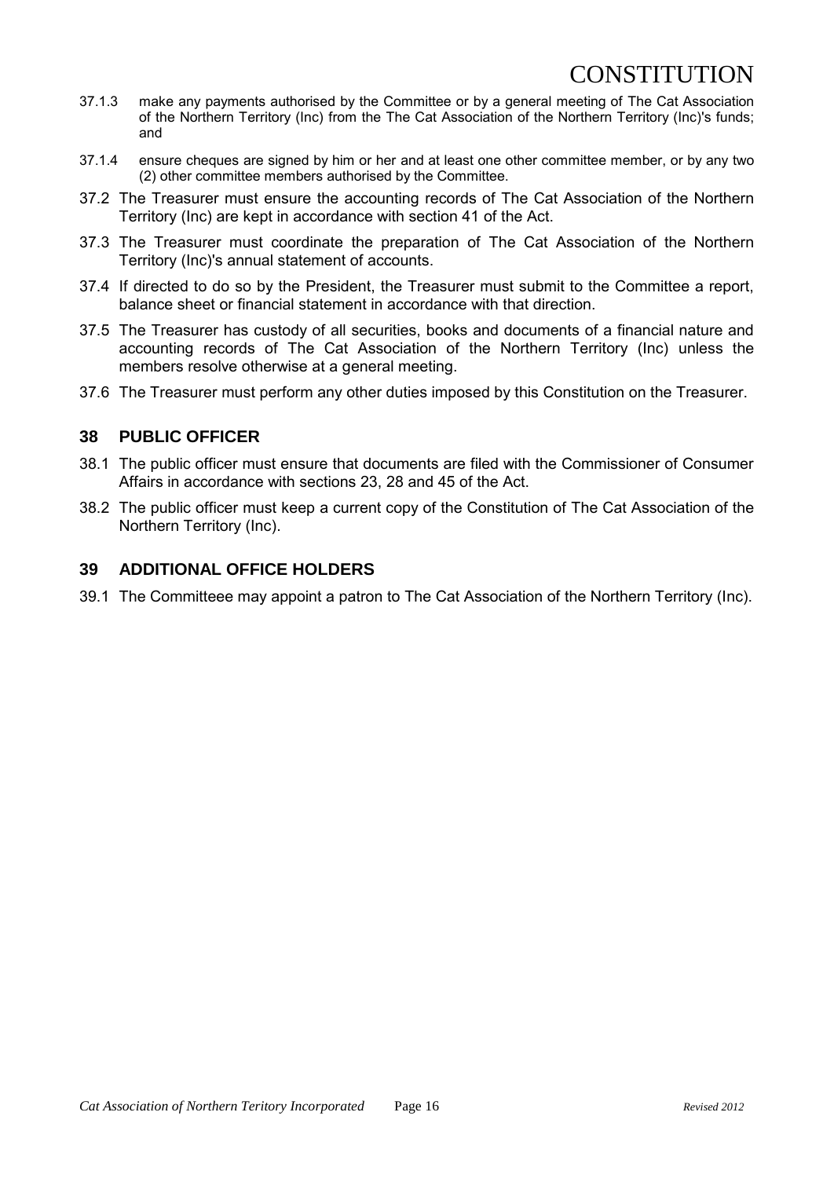37.1.3 make any payments authorised by the Committee or by a general meeting of The Cat Association of the Northern Territory (Inc) from the The Cat Association of the Northern Territory (Inc)'s funds; and

37.1.4 ensure cheques are signed by him or her and at least one other committee member, or by any two (2) other committee members authorised by the Committee.

37.2 The Treasurer must ensure the accounting records of The Cat Association of the Northern Territory (Inc) are kept in accordance with section 41 of the Act.

37.3 The Treasurer must coordinate the preparation of The Cat Association of the Northern Territory (Inc)'s annual statement of accounts.

37.4 If directed to do so by the President, the Treasurer must submit to the Committee a report, balance sheet or financial statement in accordance with that direction.

37.5 The Treasurer has custody of all securities, books and documents of a financial nature and accounting records of The Cat Association of the Northern Territory (Inc) unless the members resolve otherwise at a general meeting.

37.6 The Treasurer must perform any other duties imposed by this Constitution on the Treasurer.

## 38 PUBLIC OFFICER

38.1 The public officer must ensure that documents are filed with the Commissioner of Consumer Affairs in accordance with sections 23, 28 and 45 of the Act.

38.2 The public officer must keep a current copy of the Constitution of The Cat Association of the Northern Territory (Inc).

## 39 ADDITIONAL OFFICE HOLDERS

39.1 The Committeee may appoint a patron to The Cat Association of the Northern Territory (Inc).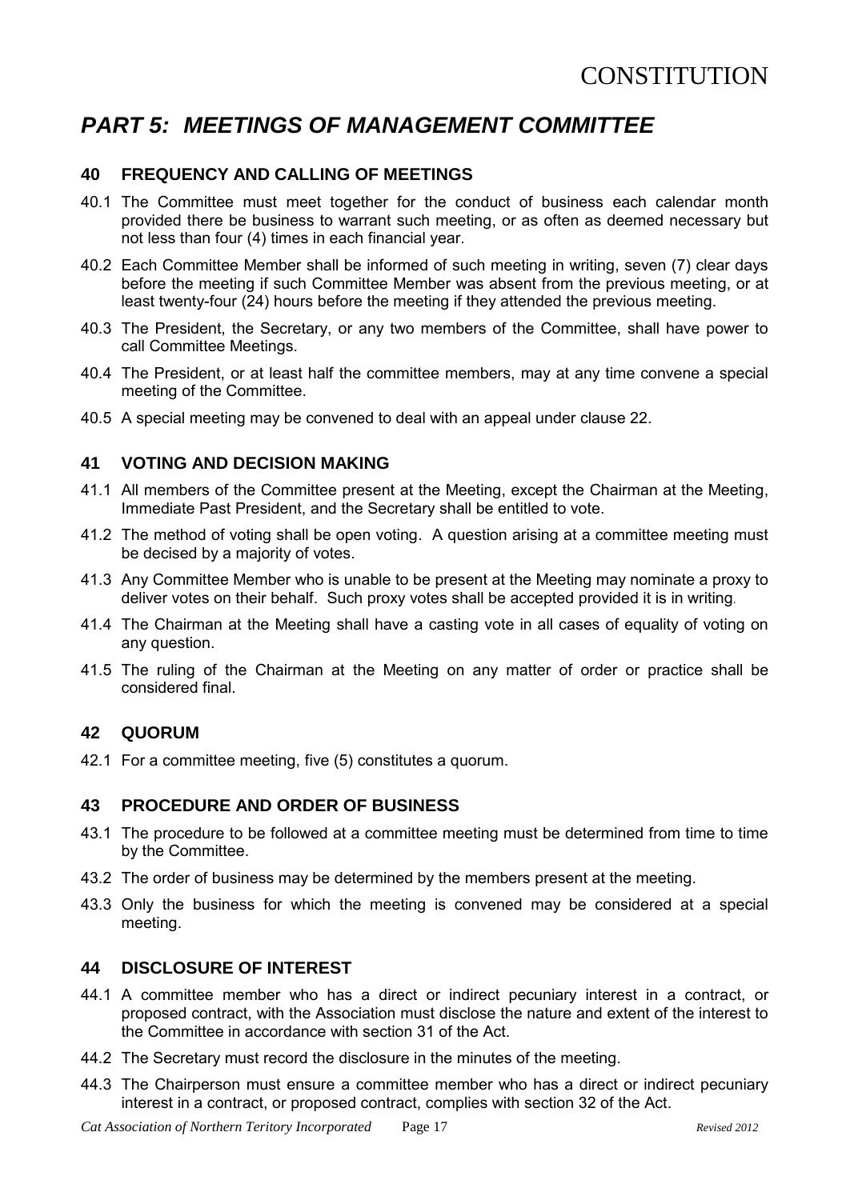# PART 5: MEETINGS OF MANAGEMENT COMMITTEE

## 40 FREQUENCY AND CALLING OF MEETINGS

40.1 The Committee must meet together for the conduct of business each calendar month provided there be business to warrant such meeting, or as often as deemed necessary but not less than four (4) times in each financial year.

40.2 Each Committee Member shall be informed of such meeting in writing, seven (7) clear days before the meeting if such Committee Member was absent from the previous meeting, or at least twenty-four (24) hours before the meeting if they attended the previous meeting.

40.3 The President, the Secretary, or any two members of the Committee, shall have power to call Committee Meetings.

40.4 The President, or at least half the committee members, may at any time convene a special meeting of the Committee.

40.5 A special meeting may be convened to deal with an appeal under clause 22.

## 41 VOTING AND DECISION MAKING

41.1 All members of the Committee present at the Meeting, except the Chairman at the Meeting, Immediate Past President, and the Secretary shall be entitled to vote.

41.2 The method of voting shall be open voting. A question arising at a committee meeting must be decised by a majority of votes.

41.3 Any Committee Member who is unable to be present at the Meeting may nominate a proxy to deliver votes on their behalf. Such proxy votes shall be accepted provided it is in writing.

41.4 The Chairman at the Meeting shall have a casting vote in all cases of equality of voting on any question.

41.5 The ruling of the Chairman at the Meeting on any matter of order or practice shall be considered final.

## 42 QUORUM

42.1 For a committee meeting, five (5) constitutes a quorum.

## 43 PROCEDURE AND ORDER OF BUSINESS

43.1 The procedure to be followed at a committee meeting must be determined from time to time by the Committee.

43.2 The order of business may be determined by the members present at the meeting.

43.3 Only the business for which the meeting is convened may be considered at a special meeting.

## 44 DISCLOSURE OF INTEREST

44.1 A committee member who has a direct or indirect pecuniary interest in a contract, or proposed contract, with the Association must disclose the nature and extent of the interest to the Committee in accordance with section 31 of the Act.

44.2 The Secretary must record the disclosure in the minutes of the meeting.

44.3 The Chairperson must ensure a committee member who has a direct or indirect pecuniary interest in a contract, or proposed contract, complies with section 32 of the Act.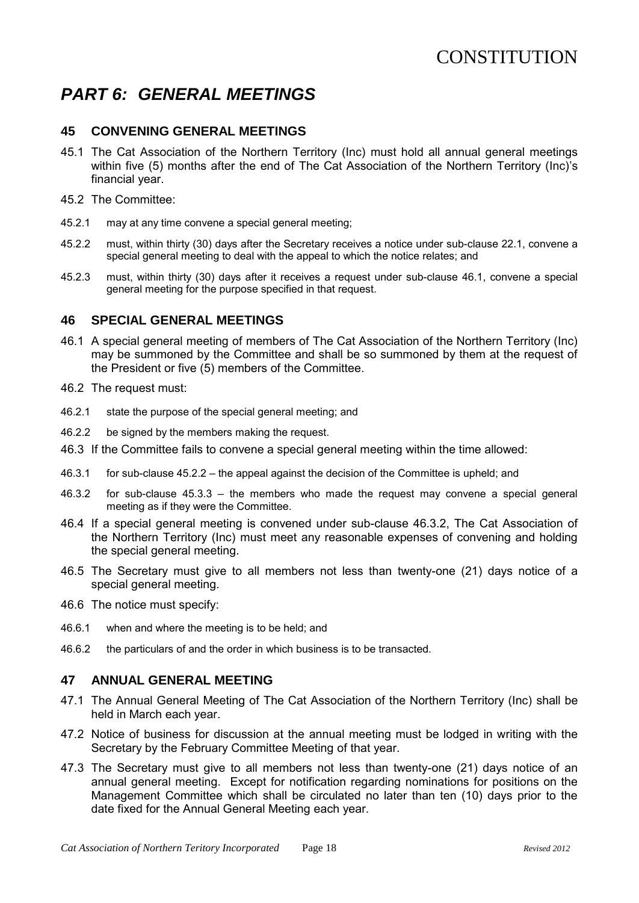# PART 6: GENERAL MEETINGS

## 45 CONVENING GENERAL MEETINGS

45.1 The Cat Association of the Northern Territory (Inc) must hold all annual general meetings within five (5) months after the end of The Cat Association of the Northern Territory (Inc)'s financial year.

45.2 The Committee:

45.2.1 may at any time convene a special general meeting;

45.2.2 must, within thirty (30) days after the Secretary receives a notice under sub-clause 22.1, convene a special general meeting to deal with the appeal to which the notice relates; and

45.2.3 must, within thirty (30) days after it receives a request under sub-clause 46.1, convene a special general meeting for the purpose specified in that request.

## 46 SPECIAL GENERAL MEETINGS

46.1 A special general meeting of members of The Cat Association of the Northern Territory (Inc) may be summoned by the Committee and shall be so summoned by them at the request of the President or five (5) members of the Committee.

46.2 The request must:

46.2.1 state the purpose of the special general meeting; and

46.2.2 be signed by the members making the request.

46.3 If the Committee fails to convene a special general meeting within the time allowed:

46.3.1 for sub-clause 45.2.2 – the appeal against the decision of the Committee is upheld; and

46.3.2 for sub-clause 45.3.3 – the members who made the request may convene a special general meeting as if they were the Committee.

46.4 If a special general meeting is convened under sub-clause 46.3.2, The Cat Association of the Northern Territory (Inc) must meet any reasonable expenses of convening and holding the special general meeting.

46.5 The Secretary must give to all members not less than twenty-one (21) days notice of a special general meeting.

46.6 The notice must specify:

46.6.1 when and where the meeting is to be held; and

46.6.2 the particulars of and the order in which business is to be transacted.

## 47 ANNUAL GENERAL MEETING

47.1 The Annual General Meeting of The Cat Association of the Northern Territory (Inc) shall be held in March each year.

47.2 Notice of business for discussion at the annual meeting must be lodged in writing with the Secretary by the February Committee Meeting of that year.

47.3 The Secretary must give to all members not less than twenty-one (21) days notice of an annual general meeting. Except for notification regarding nominations for positions on the Management Committee which shall be circulated no later than ten (10) days prior to the date fixed for the Annual General Meeting each year.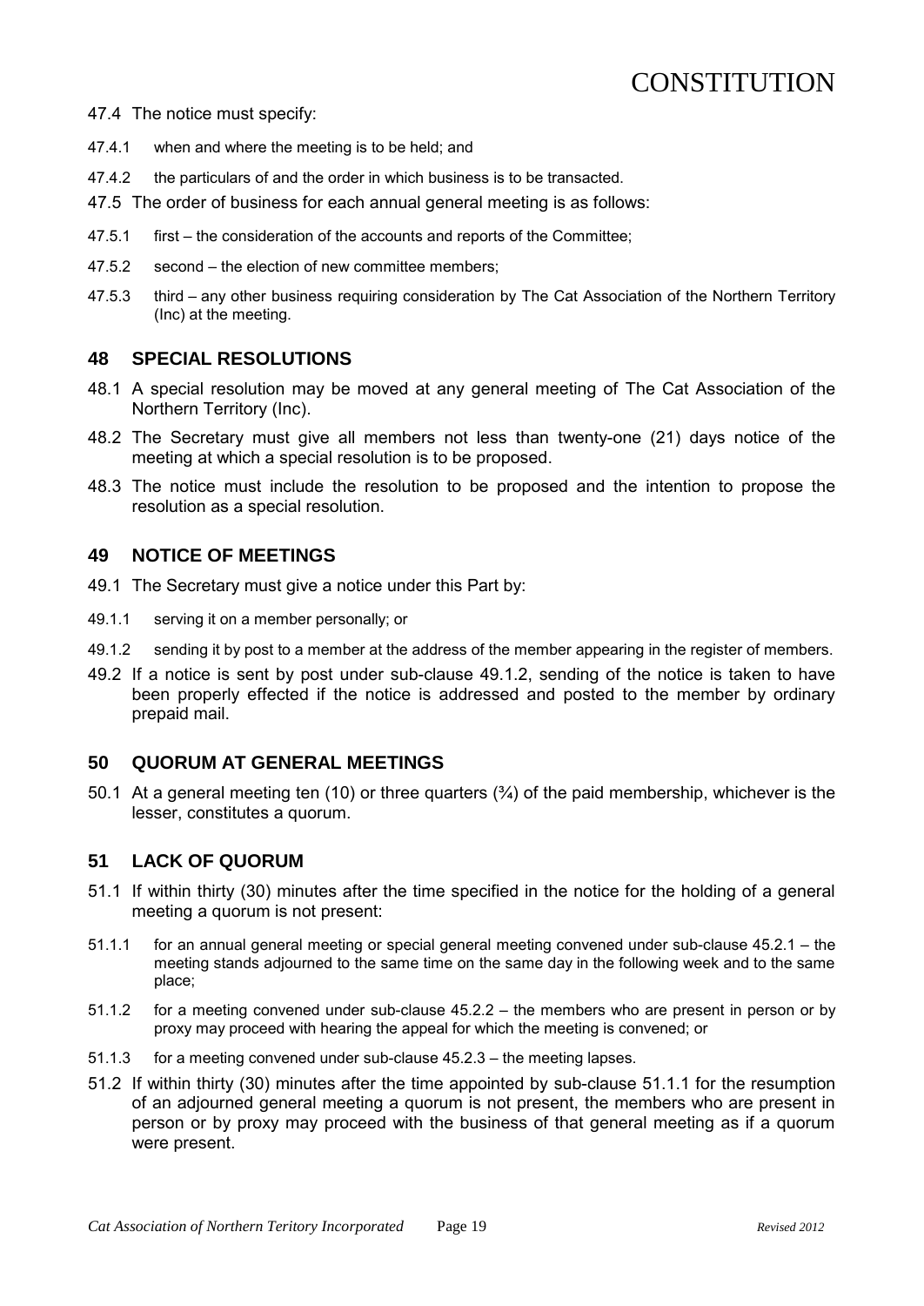47.4 The notice must specify:

47.4.1 when and where the meeting is to be held; and

47.4.2 the particulars of and the order in which business is to be transacted.

47.5 The order of business for each annual general meeting is as follows:

47.5.1 first – the consideration of the accounts and reports of the Committee;

47.5.2 second – the election of new committee members;

47.5.3 third – any other business requiring consideration by The Cat Association of the Northern Territory (Inc) at the meeting.

## 48 SPECIAL RESOLUTIONS

48.1 A special resolution may be moved at any general meeting of The Cat Association of the Northern Territory (Inc).

48.2 The Secretary must give all members not less than twenty-one (21) days notice of the meeting at which a special resolution is to be proposed.

48.3 The notice must include the resolution to be proposed and the intention to propose the resolution as a special resolution.

## 49 NOTICE OF MEETINGS

49.1 The Secretary must give a notice under this Part by:

49.1.1 serving it on a member personally; or

49.1.2 sending it by post to a member at the address of the member appearing in the register of members.

49.2 If a notice is sent by post under sub-clause 49.1.2, sending of the notice is taken to have been properly effected if the notice is addressed and posted to the member by ordinary prepaid mail.

## 50 QUORUM AT GENERAL MEETINGS

50.1 At a general meeting ten (10) or three quarters (¾) of the paid membership, whichever is the lesser, constitutes a quorum.

## 51 LACK OF QUORUM

51.1 If within thirty (30) minutes after the time specified in the notice for the holding of a general meeting a quorum is not present:

51.1.1 for an annual general meeting or special general meeting convened under sub-clause 45.2.1 – the meeting stands adjourned to the same time on the same day in the following week and to the same place;

51.1.2 for a meeting convened under sub-clause 45.2.2 – the members who are present in person or by proxy may proceed with hearing the appeal for which the meeting is convened; or

51.1.3 for a meeting convened under sub-clause 45.2.3 – the meeting lapses.

51.2 If within thirty (30) minutes after the time appointed by sub-clause 51.1.1 for the resumption of an adjourned general meeting a quorum is not present, the members who are present in person or by proxy may proceed with the business of that general meeting as if a quorum were present.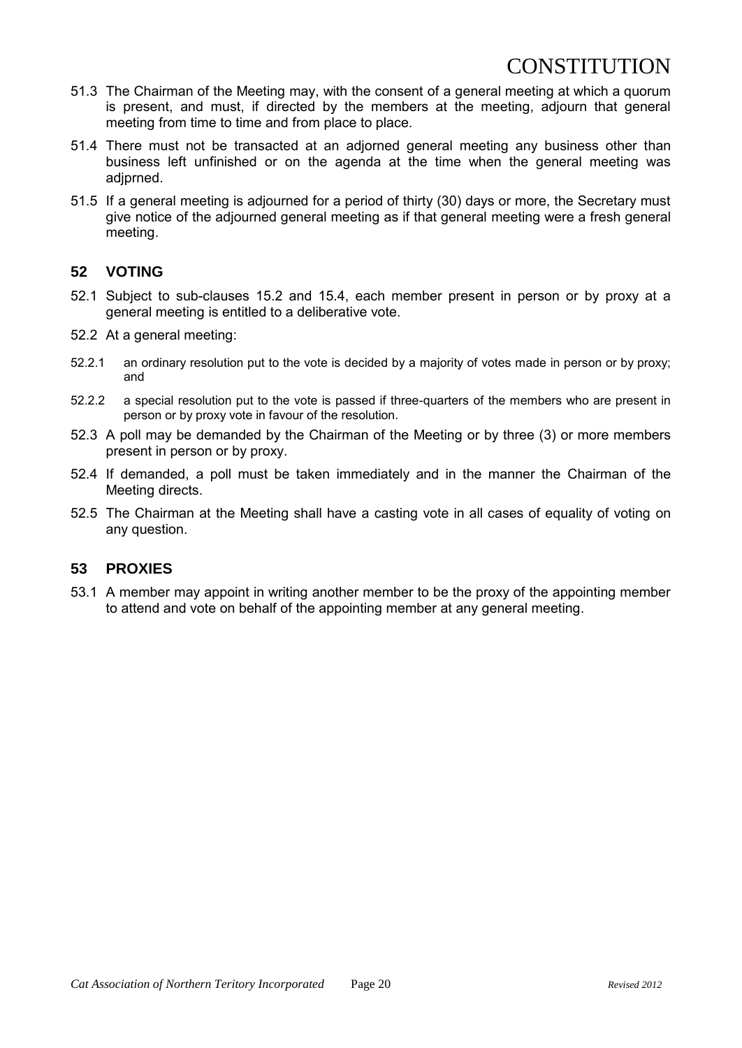51.3 The Chairman of the Meeting may, with the consent of a general meeting at which a quorum is present, and must, if directed by the members at the meeting, adjourn that general meeting from time to time and from place to place.

51.4 There must not be transacted at an adjorned general meeting any business other than business left unfinished or on the agenda at the time when the general meeting was adjprned.

51.5 If a general meeting is adjourned for a period of thirty (30) days or more, the Secretary must give notice of the adjourned general meeting as if that general meeting were a fresh general meeting.

## 52 VOTING

52.1 Subject to sub-clauses 15.2 and 15.4, each member present in person or by proxy at a general meeting is entitled to a deliberative vote.

52.2 At a general meeting:

52.2.1 an ordinary resolution put to the vote is decided by a majority of votes made in person or by proxy; and

52.2.2 a special resolution put to the vote is passed if three-quarters of the members who are present in person or by proxy vote in favour of the resolution.

52.3 A poll may be demanded by the Chairman of the Meeting or by three (3) or more members present in person or by proxy.

52.4 If demanded, a poll must be taken immediately and in the manner the Chairman of the Meeting directs.

52.5 The Chairman at the Meeting shall have a casting vote in all cases of equality of voting on any question.

## 53 PROXIES

53.1 A member may appoint in writing another member to be the proxy of the appointing member to attend and vote on behalf of the appointing member at any general meeting.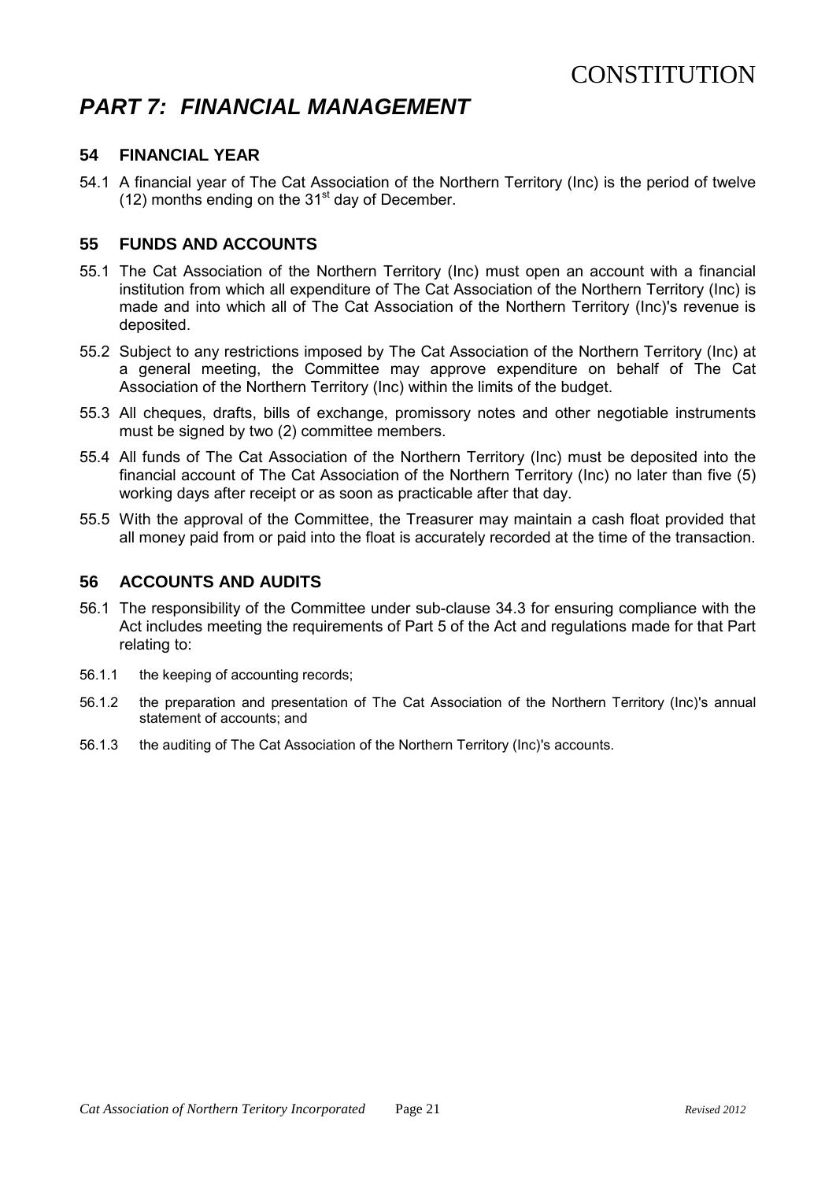# PART 7: FINANCIAL MANAGEMENT

## 54 FINANCIAL YEAR

54.1 A financial year of The Cat Association of the Northern Territory (Inc) is the period of twelve (12) months ending on the 31st day of December.

## 55 FUNDS AND ACCOUNTS

55.1 The Cat Association of the Northern Territory (Inc) must open an account with a financial institution from which all expenditure of The Cat Association of the Northern Territory (Inc) is made and into which all of The Cat Association of the Northern Territory (Inc)'s revenue is deposited.

55.2 Subject to any restrictions imposed by The Cat Association of the Northern Territory (Inc) at a general meeting, the Committee may approve expenditure on behalf of The Cat Association of the Northern Territory (Inc) within the limits of the budget.

55.3 All cheques, drafts, bills of exchange, promissory notes and other negotiable instruments must be signed by two (2) committee members.

55.4 All funds of The Cat Association of the Northern Territory (Inc) must be deposited into the financial account of The Cat Association of the Northern Territory (Inc) no later than five (5) working days after receipt or as soon as practicable after that day.

55.5 With the approval of the Committee, the Treasurer may maintain a cash float provided that all money paid from or paid into the float is accurately recorded at the time of the transaction.

## 56 ACCOUNTS AND AUDITS

56.1 The responsibility of the Committee under sub-clause 34.3 for ensuring compliance with the Act includes meeting the requirements of Part 5 of the Act and regulations made for that Part relating to:

56.1.1 the keeping of accounting records;

56.1.2 the preparation and presentation of The Cat Association of the Northern Territory (Inc)'s annual statement of accounts; and

56.1.3 the auditing of The Cat Association of the Northern Territory (Inc)'s accounts.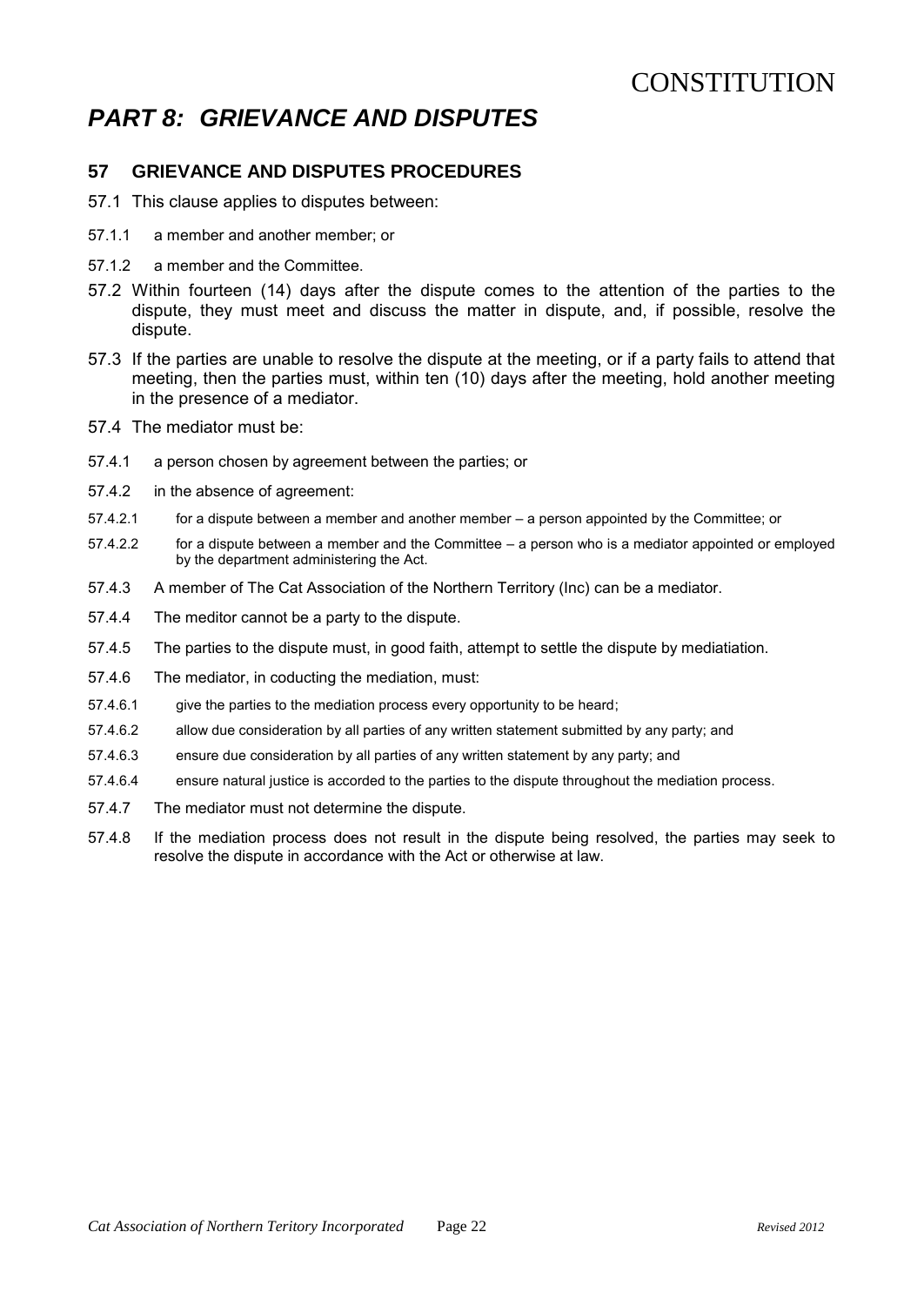# PART 8: GRIEVANCE AND DISPUTES

## 57 GRIEVANCE AND DISPUTES PROCEDURES

57.1 This clause applies to disputes between:

57.1.1 a member and another member; or

57.1.2 a member and the Committee.

57.2 Within fourteen (14) days after the dispute comes to the attention of the parties to the dispute, they must meet and discuss the matter in dispute, and, if possible, resolve the dispute.

57.3 If the parties are unable to resolve the dispute at the meeting, or if a party fails to attend that meeting, then the parties must, within ten (10) days after the meeting, hold another meeting in the presence of a mediator.

57.4 The mediator must be:

57.4.1 a person chosen by agreement between the parties; or

57.4.2 in the absence of agreement:

57.4.2.1 for a dispute between a member and another member – a person appointed by the Committee; or

57.4.2.2 for a dispute between a member and the Committee – a person who is a mediator appointed or employed by the department administering the Act.

57.4.3 A member of The Cat Association of the Northern Territory (Inc) can be a mediator.

57.4.4 The meditor cannot be a party to the dispute.

57.4.5 The parties to the dispute must, in good faith, attempt to settle the dispute by mediatiation.

57.4.6 The mediator, in coducting the mediation, must:

57.4.6.1 give the parties to the mediation process every opportunity to be heard;

57.4.6.2 allow due consideration by all parties of any written statement submitted by any party; and

57.4.6.3 ensure due consideration by all parties of any written statement by any party; and

57.4.6.4 ensure natural justice is accorded to the parties to the dispute throughout the mediation process.

57.4.7 The mediator must not determine the dispute.

57.4.8 If the mediation process does not result in the dispute being resolved, the parties may seek to resolve the dispute in accordance with the Act or otherwise at law.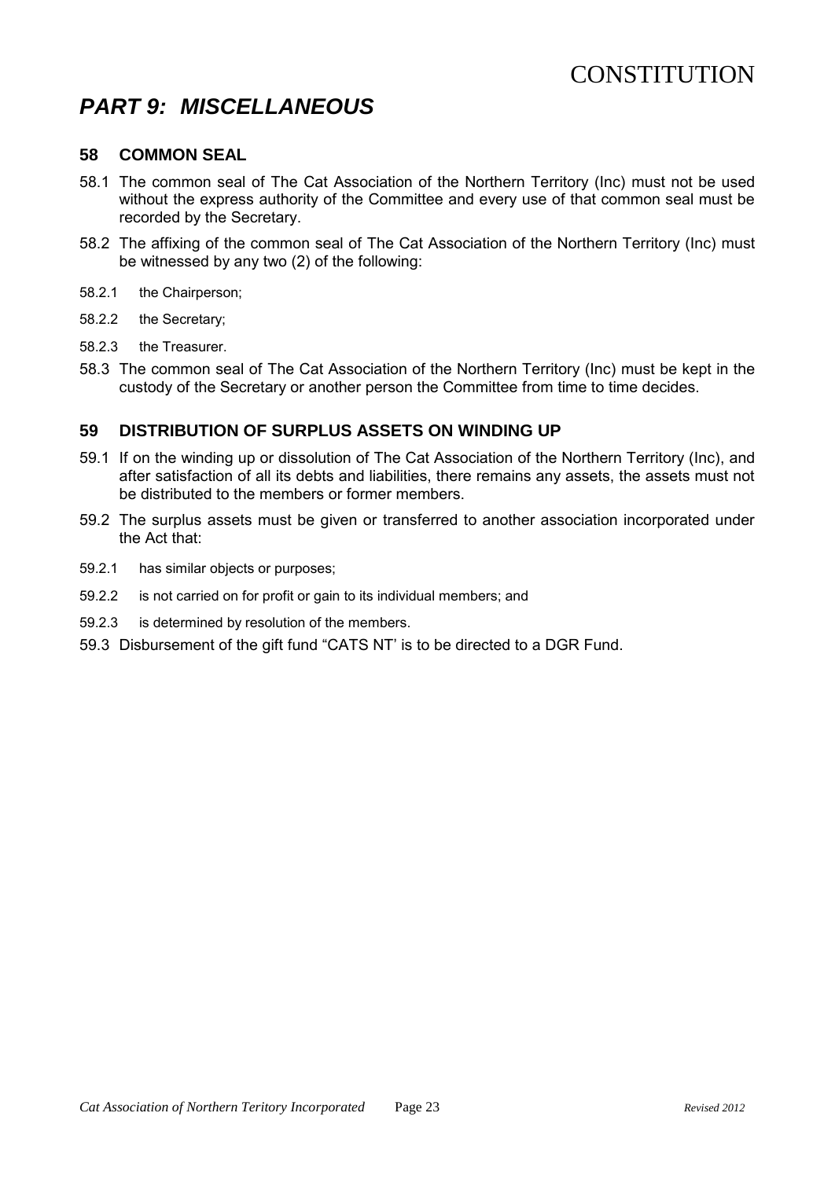## *PART 9: MISCELLANEOUS*

### 58 COMMON SEAL

58.1 The common seal of The Cat Association of the Northern Territory (Inc) must not be used without the express authority of the Committee and every use of that common seal must be recorded by the Secretary.

58.2 The affixing of the common seal of The Cat Association of the Northern Territory (Inc) must be witnessed by any two (2) of the following:

58.2.1 the Chairperson;

58.2.2 the Secretary;

58.2.3 the Treasurer.

58.3 The common seal of The Cat Association of the Northern Territory (Inc) must be kept in the custody of the Secretary or another person the Committee from time to time decides.

### 59 DISTRIBUTION OF SURPLUS ASSETS ON WINDING UP

59.1 If on the winding up or dissolution of The Cat Association of the Northern Territory (Inc), and after satisfaction of all its debts and liabilities, there remains any assets, the assets must not be distributed to the members or former members.

59.2 The surplus assets must be given or transferred to another association incorporated under the Act that:

59.2.1 has similar objects or purposes;

59.2.2 is not carried on for profit or gain to its individual members; and

59.2.3 is determined by resolution of the members.

59.3 Disbursement of the gift fund “CATS NT’ is to be directed to a DGR Fund.